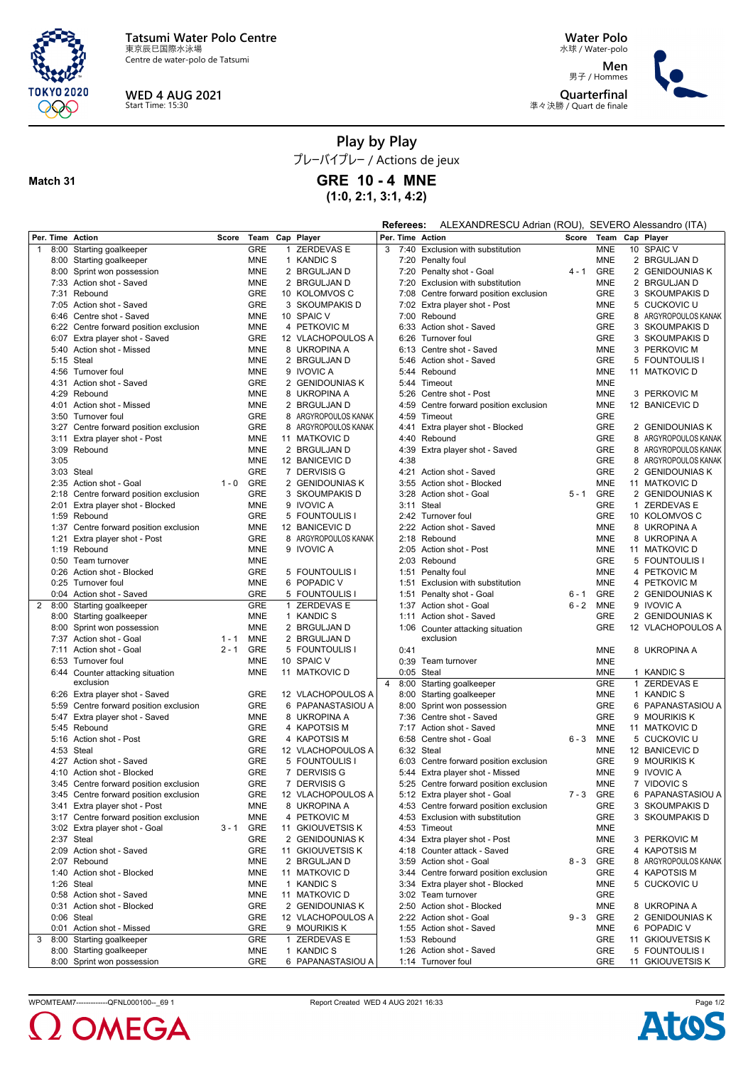**Tatsumi Water Polo Centre**
東京辰巳国際水泳場
Centre de water-polo de Tatsumi

**WED 4 AUG 2021**
Start Time: 15:30

**Water Polo**
水球 / Water-polo

**Men**
男子 / Hommes

**Quarterfinal**
準々決勝 / Quart de finale

# Play by Play

プレーバイプレー / Actions de jeux

**Match 31**

## GRE 10 - 4 MNE

**(1:0, 2:1, 3:1, 4:2)**

**Referees:** ALEXANDRESCU Adrian (ROU), SEVERO Alessandro (ITA)

| Per. | Time | Action | Score | Team | Cap | Player |
|---|---|---|---|---|---|---|
| 1 | 8:00 | Starting goalkeeper | | GRE | 1 | ZERDEVAS E |
| | 8:00 | Starting goalkeeper | | MNE | 1 | KANDIC S |
| | 8:00 | Sprint won possession | | MNE | 2 | BRGULJAN D |
| | 7:33 | Action shot - Saved | | MNE | 2 | BRGULJAN D |
| | 7:31 | Rebound | | GRE | 10 | KOLOMVOS C |
| | 7:05 | Action shot - Saved | | GRE | 3 | SKOUMPAKIS D |
| | 6:46 | Centre shot - Saved | | MNE | 10 | SPAIC V |
| | 6:22 | Centre forward position exclusion | | MNE | 4 | PETKOVIC M |
| | 6:07 | Extra player shot - Saved | | GRE | 12 | VLACHOPOULOS A |
| | 5:40 | Action shot - Missed | | MNE | 8 | UKROPINA A |
| | 5:15 | Steal | | MNE | 2 | BRGULJAN D |
| | 4:56 | Turnover foul | | MNE | 9 | IVOVIC A |
| | 4:31 | Action shot - Saved | | GRE | 2 | GENIDOUNIAS K |
| | 4:29 | Rebound | | MNE | 8 | UKROPINA A |
| | 4:01 | Action shot - Missed | | MNE | 2 | BRGULJAN D |
| | 3:50 | Turnover foul | | GRE | 8 | ARGYROPOULOS KANAK |
| | 3:27 | Centre forward position exclusion | | GRE | 8 | ARGYROPOULOS KANAK |
| | 3:11 | Extra player shot - Post | | MNE | 11 | MATKOVIC D |
| | 3:09 | Rebound | | MNE | 2 | BRGULJAN D |
| | 3:05 | | | MNE | 12 | BANICEVIC D |
| | 3:03 | Steal | | GRE | 7 | DERVISIS G |
| | 2:35 | Action shot - Goal | 1 - 0 | GRE | 2 | GENIDOUNIAS K |
| | 2:18 | Centre forward position exclusion | | GRE | 3 | SKOUMPAKIS D |
| | 2:01 | Extra player shot - Blocked | | MNE | 9 | IVOVIC A |
| | 1:59 | Rebound | | GRE | 5 | FOUNTOULIS I |
| | 1:37 | Centre forward position exclusion | | MNE | 12 | BANICEVIC D |
| | 1:21 | Extra player shot - Post | | GRE | 8 | ARGYROPOULOS KANAK |
| | 1:19 | Rebound | | MNE | 9 | IVOVIC A |
| | 0:50 | Team turnover | | MNE | | |
| | 0:26 | Action shot - Blocked | | GRE | 5 | FOUNTOULIS I |
| | 0:25 | Turnover foul | | MNE | 6 | POPADIC V |
| | 0:04 | Action shot - Saved | | GRE | 5 | FOUNTOULIS I |
| 2 | 8:00 | Starting goalkeeper | | GRE | 1 | ZERDEVAS E |
| | 8:00 | Starting goalkeeper | | MNE | 1 | KANDIC S |
| | 8:00 | Sprint won possession | | MNE | 2 | BRGULJAN D |
| | 7:37 | Action shot - Goal | 1 - 1 | MNE | 2 | BRGULJAN D |
| | 7:11 | Action shot - Goal | 2 - 1 | GRE | 5 | FOUNTOULIS I |
| | 6:53 | Turnover foul | | MNE | 10 | SPAIC V |
| | 6:44 | Counter attacking situation exclusion | | MNE | 11 | MATKOVIC D |
| | 6:26 | Extra player shot - Saved | | GRE | 12 | VLACHOPOULOS A |
| | 5:59 | Centre forward position exclusion | | GRE | 6 | PAPANASTASIOU A |
| | 5:47 | Extra player shot - Saved | | MNE | 8 | UKROPINA A |
| | 5:45 | Rebound | | GRE | 4 | KAPOTSIS M |
| | 5:16 | Action shot - Post | | GRE | 4 | KAPOTSIS M |
| | 4:53 | Steal | | GRE | 12 | VLACHOPOULOS A |
| | 4:27 | Action shot - Saved | | GRE | 5 | FOUNTOULIS I |
| | 4:10 | Action shot - Blocked | | GRE | 7 | DERVISIS G |
| | 3:45 | Centre forward position exclusion | | GRE | 7 | DERVISIS G |
| | 3:45 | Centre forward position exclusion | | GRE | 12 | VLACHOPOULOS A |
| | 3:41 | Extra player shot - Post | | MNE | 8 | UKROPINA A |
| | 3:17 | Centre forward position exclusion | | MNE | 4 | PETKOVIC M |
| | 3:02 | Extra player shot - Goal | 3 - 1 | GRE | 11 | GKIOUVETSIS K |
| | 2:37 | Steal | | GRE | 2 | GENIDOUNIAS K |
| | 2:09 | Action shot - Saved | | GRE | 11 | GKIOUVETSIS K |
| | 2:07 | Rebound | | MNE | 2 | BRGULJAN D |
| | 1:40 | Action shot - Blocked | | MNE | 11 | MATKOVIC D |
| | 1:26 | Steal | | MNE | 1 | KANDIC S |
| | 0:58 | Action shot - Saved | | MNE | 11 | MATKOVIC D |
| | 0:31 | Action shot - Blocked | | GRE | 2 | GENIDOUNIAS K |
| | 0:06 | Steal | | GRE | 12 | VLACHOPOULOS A |
| | 0:01 | Action shot - Missed | | GRE | 9 | MOURIKIS K |
| 3 | 8:00 | Starting goalkeeper | | GRE | 1 | ZERDEVAS E |
| | 8:00 | Starting goalkeeper | | MNE | 1 | KANDIC S |
| | 8:00 | Sprint won possession | | GRE | 6 | PAPANASTASIOU A |
| | 7:40 | Exclusion with substitution | | MNE | 10 | SPAIC V |
| | 7:20 | Penalty foul | | MNE | 2 | BRGULJAN D |
| | 7:20 | Penalty shot - Goal | 4 - 1 | GRE | 2 | GENIDOUNIAS K |
| | 7:20 | Exclusion with substitution | | MNE | 2 | BRGULJAN D |
| | 7:08 | Centre forward position exclusion | | GRE | 3 | SKOUMPAKIS D |
| | 7:02 | Extra player shot - Post | | MNE | 5 | CUCKOVIC U |
| | 7:00 | Rebound | | GRE | 8 | ARGYROPOULOS KANAK |
| | 6:33 | Action shot - Saved | | GRE | 3 | SKOUMPAKIS D |
| | 6:26 | Turnover foul | | GRE | 3 | SKOUMPAKIS D |
| | 6:13 | Centre shot - Saved | | MNE | 3 | PERKOVIC M |
| | 5:46 | Action shot - Saved | | GRE | 5 | FOUNTOULIS I |
| | 5:44 | Rebound | | MNE | 11 | MATKOVIC D |
| | 5:44 | Timeout | | MNE | | |
| | 5:26 | Centre shot - Post | | MNE | 3 | PERKOVIC M |
| | 4:59 | Centre forward position exclusion | | MNE | 12 | BANICEVIC D |
| | 4:59 | Timeout | | GRE | | |
| | 4:41 | Extra player shot - Blocked | | GRE | 2 | GENIDOUNIAS K |
| | 4:40 | Rebound | | GRE | 8 | ARGYROPOULOS KANAK |
| | 4:39 | Extra player shot - Saved | | GRE | 8 | ARGYROPOULOS KANAK |
| | 4:38 | | | GRE | 8 | ARGYROPOULOS KANAK |
| | 4:21 | Action shot - Saved | | GRE | 2 | GENIDOUNIAS K |
| | 3:55 | Action shot - Blocked | | MNE | 11 | MATKOVIC D |
| | 3:28 | Action shot - Goal | 5 - 1 | GRE | 2 | GENIDOUNIAS K |
| | 3:11 | Steal | | GRE | 1 | ZERDEVAS E |
| | 2:42 | Turnover foul | | GRE | 10 | KOLOMVOS C |
| | 2:22 | Action shot - Saved | | MNE | 8 | UKROPINA A |
| | 2:18 | Rebound | | MNE | 8 | UKROPINA A |
| | 2:05 | Action shot - Post | | MNE | 11 | MATKOVIC D |
| | 2:03 | Rebound | | GRE | 5 | FOUNTOULIS I |
| | 1:51 | Penalty foul | | MNE | 4 | PETKOVIC M |
| | 1:51 | Exclusion with substitution | | MNE | 4 | PETKOVIC M |
| | 1:51 | Penalty shot - Goal | 6 - 1 | GRE | 2 | GENIDOUNIAS K |
| | 1:37 | Action shot - Goal | 6 - 2 | MNE | 9 | IVOVIC A |
| | 1:11 | Action shot - Saved | | GRE | 2 | GENIDOUNIAS K |
| | 1:06 | Counter attacking situation exclusion | | GRE | 12 | VLACHOPOULOS A |
| | 0:41 | | | MNE | 8 | UKROPINA A |
| | 0:39 | Team turnover | | MNE | | |
| | 0:05 | Steal | | MNE | 1 | KANDIC S |
| 4 | 8:00 | Starting goalkeeper | | GRE | 1 | ZERDEVAS E |
| | 8:00 | Starting goalkeeper | | MNE | 1 | KANDIC S |
| | 8:00 | Sprint won possession | | GRE | 6 | PAPANASTASIOU A |
| | 7:36 | Centre shot - Saved | | GRE | 9 | MOURIKIS K |
| | 7:17 | Action shot - Saved | | MNE | 11 | MATKOVIC D |
| | 6:58 | Centre shot - Goal | 6 - 3 | MNE | 5 | CUCKOVIC U |
| | 6:32 | Steal | | MNE | 12 | BANICEVIC D |
| | 6:03 | Centre forward position exclusion | | GRE | 9 | MOURIKIS K |
| | 5:44 | Extra player shot - Missed | | MNE | 9 | IVOVIC A |
| | 5:25 | Centre forward position exclusion | | MNE | 7 | VIDOVIC S |
| | 5:12 | Extra player shot - Goal | 7 - 3 | GRE | 6 | PAPANASTASIOU A |
| | 4:53 | Centre forward position exclusion | | GRE | 3 | SKOUMPAKIS D |
| | 4:53 | Exclusion with substitution | | GRE | 3 | SKOUMPAKIS D |
| | 4:53 | Timeout | | MNE | | |
| | 4:34 | Extra player shot - Post | | MNE | 3 | PERKOVIC M |
| | 4:18 | Counter attack - Saved | | GRE | 4 | KAPOTSIS M |
| | 3:59 | Action shot - Goal | 8 - 3 | GRE | 8 | ARGYROPOULOS KANAK |
| | 3:44 | Centre forward position exclusion | | GRE | 4 | KAPOTSIS M |
| | 3:34 | Extra player shot - Blocked | | MNE | 5 | CUCKOVIC U |
| | 3:02 | Team turnover | | GRE | | |
| | 2:50 | Action shot - Blocked | | MNE | 8 | UKROPINA A |
| | 2:22 | Action shot - Goal | 9 - 3 | GRE | 2 | GENIDOUNIAS K |
| | 1:55 | Action shot - Saved | | MNE | 6 | POPADIC V |
| | 1:53 | Rebound | | GRE | 11 | GKIOUVETSIS K |
| | 1:26 | Action shot - Saved | | GRE | 5 | FOUNTOULIS I |
| | 1:14 | Turnover foul | | GRE | 11 | GKIOUVETSIS K |

WPOMTEAM7--------------QFNL000100--_69 1 Report Created WED 4 AUG 2021 16:33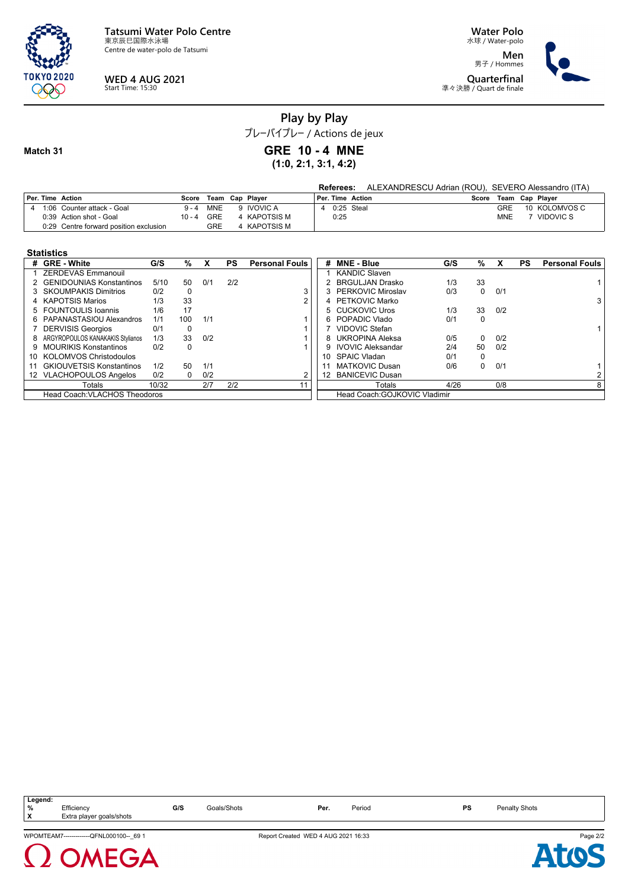Tatsumi Water Polo Centre
東京辰巳国際水泳場
Centre de water-polo de Tatsumi

**WED 4 AUG 2021**
Start Time: 15:30

**Water Polo**
水球 / Water-polo

**Men**
男子 / Hommes

**Quarterfinal**
準々決勝 / Quart de finale

## Play by Play
プレーバイプレー / Actions de jeux

**Match 31**

## GRE 10 - 4 MNE
**(1:0, 2:1, 3:1, 4:2)**

**Referees:** ALEXANDRESCU Adrian (ROU), SEVERO Alessandro (ITA)

| Per. | Time | Action | Score | Team | Cap | Player |
|---|---|---|---|---|---|---|
| 4 | 1:06 | Counter attack - Goal | 9 - 4 | MNE | 9 | IVOVIC A |
| | 0:39 | Action shot - Goal | 10 - 4 | GRE | 4 | KAPOTSIS M |
| | 0:29 | Centre forward position exclusion | | GRE | 4 | KAPOTSIS M |
| 4 | 0:25 | Steal | | GRE | 10 | KOLOMVOS C |
| | 0:25 | | | MNE | 7 | VIDOVIC S |

### Statistics

| # | GRE - White | G/S | % | X | PS | Personal Fouls |
|---|---|---|---|---|---|---|
| 1 | ZERDEVAS Emmanouil | | | | | |
| 2 | GENIDOUNIAS Konstantinos | 5/10 | 50 | 0/1 | 2/2 | |
| 3 | SKOUMPAKIS Dimitrios | 0/2 | 0 | | | 3 |
| 4 | KAPOTSIS Marios | 1/3 | 33 | | | 2 |
| 5 | FOUNTOULIS Ioannis | 1/6 | 17 | | | |
| 6 | PAPANASTASIOU Alexandros | 1/1 | 100 | 1/1 | | 1 |
| 7 | DERVISIS Georgios | 0/1 | 0 | | | 1 |
| 8 | ARGYROPOULOS KANAKAKIS Stylianos | 1/3 | 33 | 0/2 | | 1 |
| 9 | MOURIKIS Konstantinos | 0/2 | 0 | | | 1 |
| 10 | KOLOMVOS Christodoulos | | | | | |
| 11 | GKIOUVETSIS Konstantinos | 1/2 | 50 | 1/1 | | |
| 12 | VLACHOPOULOS Angelos | 0/2 | 0 | 0/2 | | 2 |
| | Totals | 10/32 | | 2/7 | 2/2 | 11 |
| | Head Coach:VLACHOS Theodoros | | | | | |

| # | MNE - Blue | G/S | % | X | PS | Personal Fouls |
|---|---|---|---|---|---|---|
| 1 | KANDIC Slaven | | | | | |
| 2 | BRGULJAN Drasko | 1/3 | 33 | | | 1 |
| 3 | PERKOVIC Miroslav | 0/3 | 0 | 0/1 | | |
| 4 | PETKOVIC Marko | | | | | 3 |
| 5 | CUCKOVIC Uros | 1/3 | 33 | 0/2 | | |
| 6 | POPADIC Vlado | 0/1 | 0 | | | |
| 7 | VIDOVIC Stefan | | | | | 1 |
| 8 | UKROPINA Aleksa | 0/5 | 0 | 0/2 | | |
| 9 | IVOVIC Aleksandar | 2/4 | 50 | 0/2 | | |
| 10 | SPAIC Vladan | 0/1 | 0 | | | |
| 11 | MATKOVIC Dusan | 0/6 | 0 | 0/1 | | 1 |
| 12 | BANICEVIC Dusan | | | | | 2 |
| | Totals | 4/26 | | 0/8 | | 8 |
| | Head Coach:GOJKOVIC Vladimir | | | | | |

**Legend:**

| | | | | | | | |
|---|---|---|---|---|---|---|---|
| % | Efficiency | G/S | Goals/Shots | Per. | Period | PS | Penalty Shots |
| X | Extra player goals/shots | | | | | | |

WPOMTEAM7------------QFNL000100--_69 1 Report Created WED 4 AUG 2021 16:33